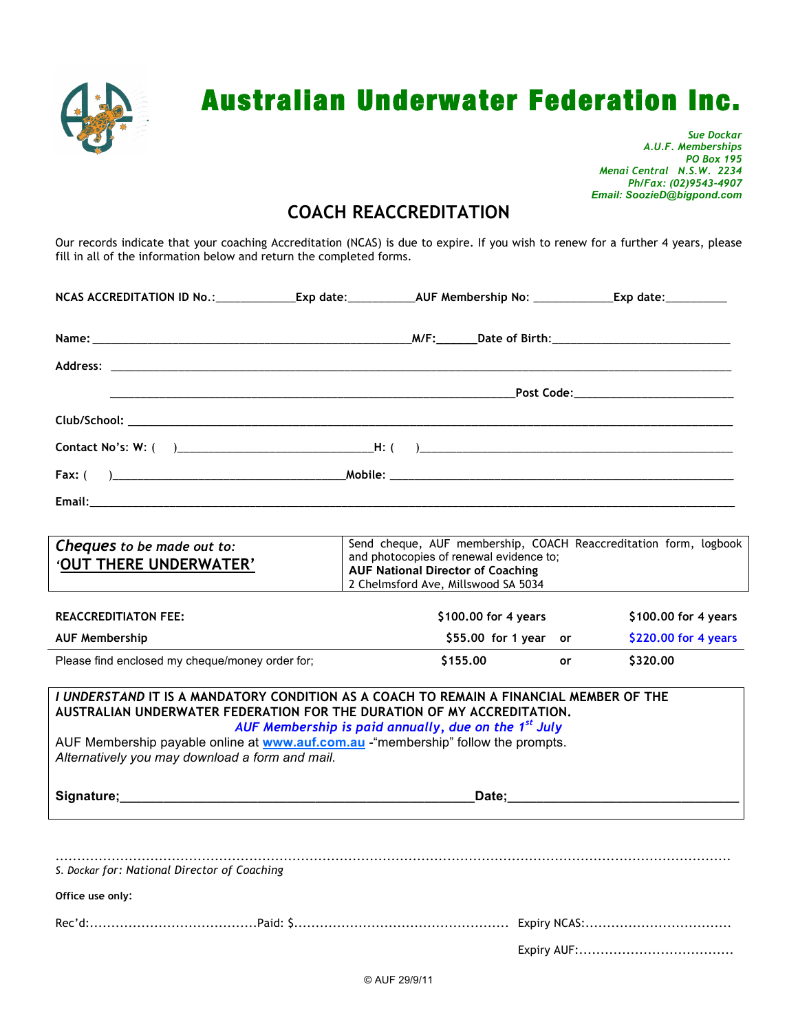# Australian Underwater Federation Inc.

*Sue Dockar*
*A.U.F. Memberships*
*PO Box 195*
*Menai Central N.S.W. 2234*
*Ph/Fax: (02)9543-4907*
*Email: SoozieD@bigpond.com*

## COACH REACCREDITATION

Our records indicate that your coaching Accreditation (NCAS) is due to expire. If you wish to renew for a further 4 years, please fill in all of the information below and return the completed forms.

**NCAS ACCREDITATION ID No.:**\_\_\_\_\_\_\_\_\_\_\_\_ **Exp date:**\_\_\_\_\_\_\_\_\_\_ **AUF Membership No:** \_\_\_\_\_\_\_\_\_\_\_\_ **Exp date:**\_\_\_\_\_\_\_\_\_\_

**Name:** \_\_\_\_\_\_\_\_\_\_\_\_\_\_\_\_\_\_\_\_\_\_\_\_\_\_\_\_\_\_\_\_\_\_\_\_\_\_\_\_ **M/F:**\_\_\_\_\_\_ **Date of Birth:**\_\_\_\_\_\_\_\_\_\_\_\_\_\_\_\_\_\_\_\_\_\_\_\_\_\_\_\_

**Address:** \_\_\_\_\_\_\_\_\_\_\_\_\_\_\_\_\_\_\_\_\_\_\_\_\_\_\_\_\_\_\_\_\_\_\_\_\_\_\_\_\_\_\_\_\_\_\_\_\_\_\_\_\_\_\_\_\_\_\_\_\_\_\_\_\_\_\_\_\_\_

\_\_\_\_\_\_\_\_\_\_\_\_\_\_\_\_\_\_\_\_\_\_\_\_\_\_\_\_\_\_\_\_\_\_\_\_\_\_\_\_\_\_\_\_\_\_\_\_\_\_\_\_ **Post Code:**\_\_\_\_\_\_\_\_\_\_\_\_\_\_\_\_\_\_\_\_\_\_\_\_\_

**Club/School:** \_\_\_\_\_\_\_\_\_\_\_\_\_\_\_\_\_\_\_\_\_\_\_\_\_\_\_\_\_\_\_\_\_\_\_\_\_\_\_\_\_\_\_\_\_\_\_\_\_\_\_\_\_\_\_\_\_\_\_\_\_\_\_\_\_\_\_\_

**Contact No's: W:** ( )\_\_\_\_\_\_\_\_\_\_\_\_\_\_\_\_\_\_\_\_\_\_\_\_\_\_\_\_\_\_ **H:** ( )\_\_\_\_\_\_\_\_\_\_\_\_\_\_\_\_\_\_\_\_\_\_\_\_\_\_\_\_\_\_\_\_\_\_\_\_\_\_\_\_

**Fax:** ( )\_\_\_\_\_\_\_\_\_\_\_\_\_\_\_\_\_\_\_\_\_\_\_\_\_\_\_\_\_\_\_\_\_\_\_ **Mobile:** \_\_\_\_\_\_\_\_\_\_\_\_\_\_\_\_\_\_\_\_\_\_\_\_\_\_\_\_\_\_\_\_\_\_\_\_\_\_\_\_\_\_\_\_\_\_\_\_\_

**Email:**\_\_\_\_\_\_\_\_\_\_\_\_\_\_\_\_\_\_\_\_\_\_\_\_\_\_\_\_\_\_\_\_\_\_\_\_\_\_\_\_\_\_\_\_\_\_\_\_\_\_\_\_\_\_\_\_\_\_\_\_\_\_\_\_\_\_\_\_\_\_\_\_\_\_\_\_\_\_

| ***Cheques** to be made out to:* **'OUT THERE UNDERWATER'** | Send cheque, AUF membership, COACH Reaccreditation form, logbook and photocopies of renewal evidence to; **AUF National Director of Coaching** 2 Chelmsford Ave, Millswood SA 5034 |
|---|---|

| | | | |
|---|---|---|---|
| **REACCREDITIATON FEE:** | $100.00 for 4 years | | $100.00 for 4 years |
| **AUF Membership** | $55.00 for 1 year | or | $220.00 for 4 years |
| Please find enclosed my cheque/money order for; | $155.00 | or | $320.00 |

***I UNDERSTAND*** **IT IS A MANDATORY CONDITION AS A COACH TO REMAIN A FINANCIAL MEMBER OF THE AUSTRALIAN UNDERWATER FEDERATION FOR THE DURATION OF MY ACCREDITATION.**

***AUF Membership is paid annually, due on the 1st July***

AUF Membership payable online at www.auf.com.au -"membership" follow the prompts.
*Alternatively you may download a form and mail.*

**Signature;**\_\_\_\_\_\_\_\_\_\_\_\_\_\_\_\_\_\_\_\_\_\_\_\_\_\_\_\_\_\_\_\_\_\_\_\_\_\_\_\_\_\_\_\_\_\_\_\_ **Date;**\_\_\_\_\_\_\_\_\_\_\_\_\_\_\_\_\_\_\_\_\_\_\_\_\_\_\_\_\_\_\_\_

.......................................................................................................................................................
*S. Dockar for: National Director of Coaching*

**Office use only:**

Rec'd:...................................... Paid: $................................................ Expiry NCAS:.................................

Expiry AUF:...................................

© AUF 29/9/11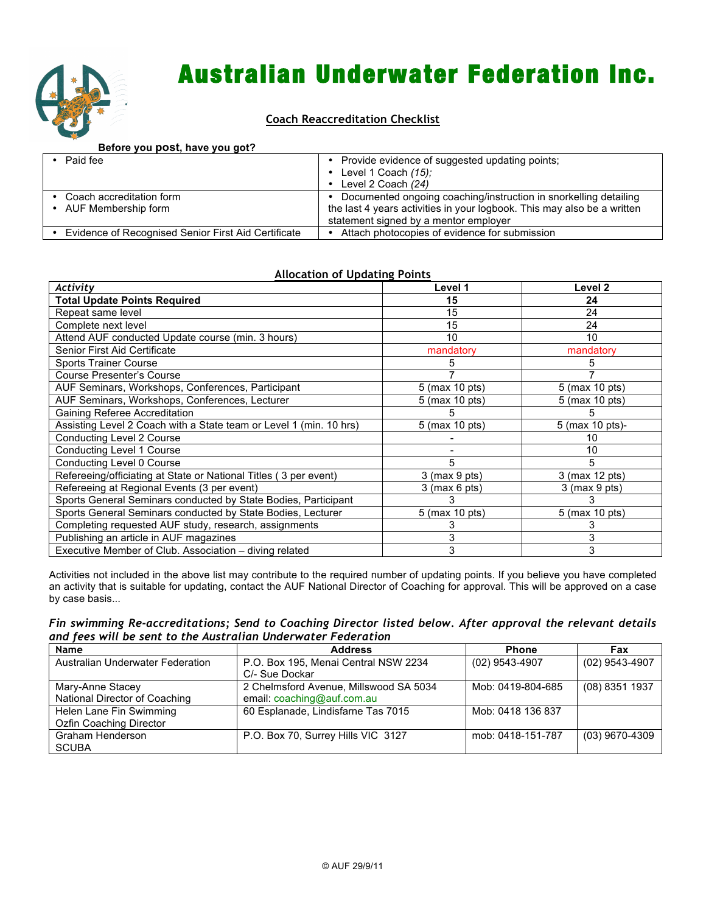# Australian Underwater Federation Inc.

## Coach Reaccreditation Checklist

**Before you post, have you got?**

| | |
|---|---|
| • Paid fee | • Provide evidence of suggested updating points;<br>• Level 1 Coach *(15);*<br>• Level 2 Coach *(24)* |
| • Coach accreditation form<br>• AUF Membership form | • Documented ongoing coaching/instruction in snorkelling detailing the last 4 years activities in your logbook. This may also be a written statement signed by a mentor employer |
| • Evidence of Recognised Senior First Aid Certificate | • Attach photocopies of evidence for submission |

### Allocation of Updating Points

| *Activity* | Level 1 | Level 2 |
|---|---|---|
| **Total Update Points Required** | **15** | **24** |
| Repeat same level | 15 | 24 |
| Complete next level | 15 | 24 |
| Attend AUF conducted Update course (min. 3 hours) | 10 | 10 |
| Senior First Aid Certificate | mandatory | mandatory |
| Sports Trainer Course | 5 | 5 |
| Course Presenter's Course | 7 | 7 |
| AUF Seminars, Workshops, Conferences, Participant | 5 (max 10 pts) | 5 (max 10 pts) |
| AUF Seminars, Workshops, Conferences, Lecturer | 5 (max 10 pts) | 5 (max 10 pts) |
| Gaining Referee Accreditation | 5 | 5 |
| Assisting Level 2 Coach with a State team or Level 1 (min. 10 hrs) | 5 (max 10 pts) | 5 (max 10 pts)- |
| Conducting Level 2 Course | - | 10 |
| Conducting Level 1 Course | - | 10 |
| Conducting Level 0 Course | 5 | 5 |
| Refereeing/officiating at State or National Titles ( 3 per event) | 3 (max 9 pts) | 3 (max 12 pts) |
| Refereeing at Regional Events (3 per event) | 3 (max 6 pts) | 3 (max 9 pts) |
| Sports General Seminars conducted by State Bodies, Participant | 3 | 3 |
| Sports General Seminars conducted by State Bodies, Lecturer | 5 (max 10 pts) | 5 (max 10 pts) |
| Completing requested AUF study, research, assignments | 3 | 3 |
| Publishing an article in AUF magazines | 3 | 3 |
| Executive Member of Club. Association – diving related | 3 | 3 |

Activities not included in the above list may contribute to the required number of updating points. If you believe you have completed an activity that is suitable for updating, contact the AUF National Director of Coaching for approval. This will be approved on a case by case basis...

***Fin swimming Re-accreditations; Send to Coaching Director listed below. After approval the relevant details and fees will be sent to the Australian Underwater Federation***

| Name | Address | Phone | Fax |
|---|---|---|---|
| Australian Underwater Federation | P.O. Box 195, Menai Central NSW 2234<br>C/- Sue Dockar | (02) 9543-4907 | (02) 9543-4907 |
| Mary-Anne Stacey<br>National Director of Coaching | 2 Chelmsford Avenue, Millswood SA 5034<br>email: coaching@auf.com.au | Mob: 0419-804-685 | (08) 8351 1937 |
| Helen Lane Fin Swimming<br>Ozfin Coaching Director | 60 Esplanade, Lindisfarne Tas 7015 | Mob: 0418 136 837 | |
| Graham Henderson<br>SCUBA | P.O. Box 70, Surrey Hills VIC 3127 | mob: 0418-151-787 | (03) 9670-4309 |

© AUF 29/9/11